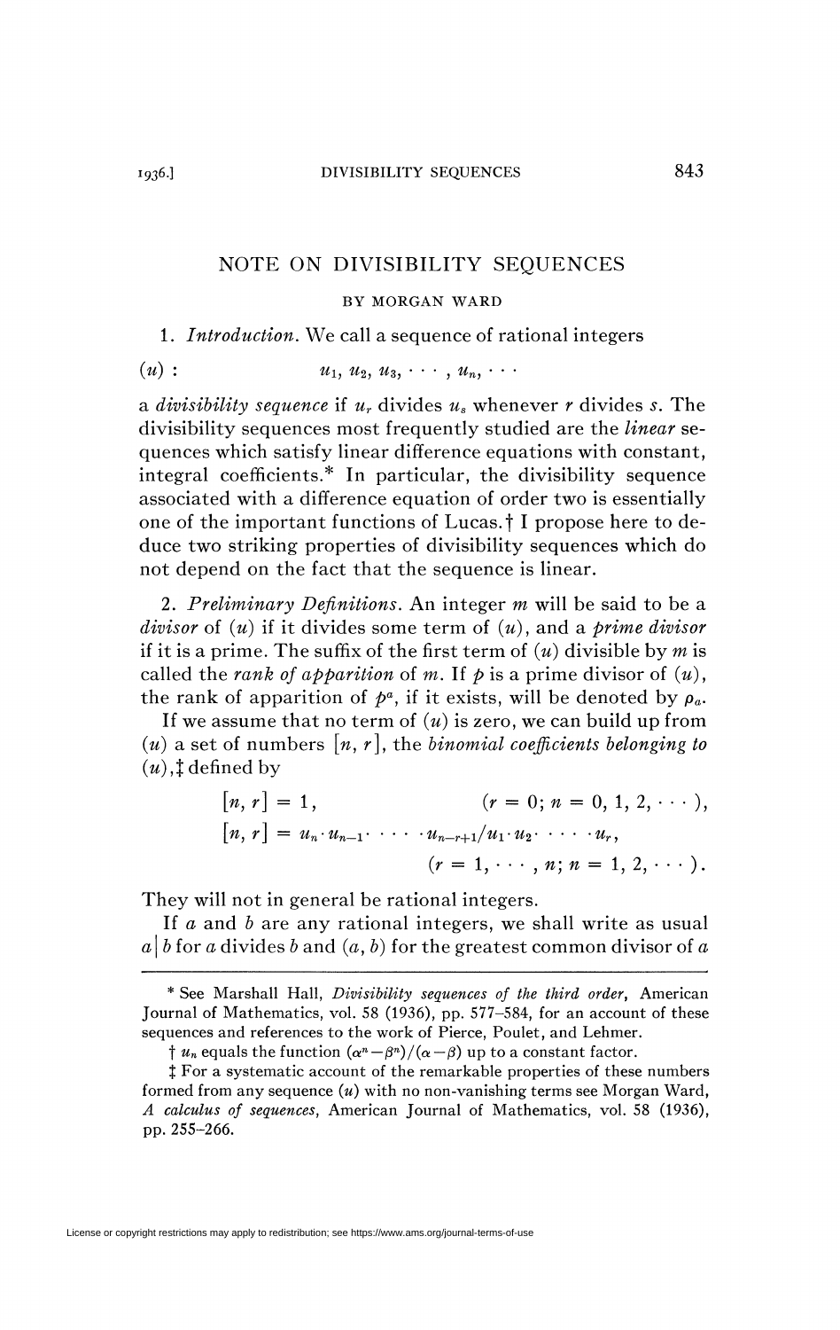# NOTE ON DIVISIBILITY SEQUENCES

BY MORGAN WARD

1. *Introduction.* We call a sequence of rational integers

$$(u): \qquad u_1, u_2, u_3, \cdots, u_n, \cdots$$

a *divisibility sequence* if $u_r$ divides $u_s$ whenever $r$ divides $s$. The divisibility sequences most frequently studied are the *linear* sequences which satisfy linear difference equations with constant, integral coefficients.* In particular, the divisibility sequence associated with a difference equation of order two is essentially one of the important functions of Lucas.† I propose here to deduce two striking properties of divisibility sequences which do not depend on the fact that the sequence is linear.

2. *Preliminary Definitions.* An integer $m$ will be said to be a *divisor* of $(u)$ if it divides some term of $(u)$, and a *prime divisor* if it is a prime. The suffix of the first term of $(u)$ divisible by $m$ is called the *rank of apparition* of $m$. If $p$ is a prime divisor of $(u)$, the rank of apparition of $p^a$, if it exists, will be denoted by $\rho_a$.

If we assume that no term of $(u)$ is zero, we can build up from $(u)$ a set of numbers $[n, r]$, the *binomial coefficients belonging to* $(u)$,‡ defined by

$$[n, r] = 1, \qquad (r = 0; n = 0, 1, 2, \cdots),$$

$$[n, r] = u_n \cdot u_{n-1} \cdot \cdots \cdot u_{n-r+1} / u_1 \cdot u_2 \cdot \cdots \cdot u_r, \qquad (r = 1, \cdots, n; n = 1, 2, \cdots).$$

They will not in general be rational integers.

If $a$ and $b$ are any rational integers, we shall write as usual $a \mid b$ for $a$ divides $b$ and $(a, b)$ for the greatest common divisor of $a$

---

\* See Marshall Hall, *Divisibility sequences of the third order*, American Journal of Mathematics, vol. 58 (1936), pp. 577–584, for an account of these sequences and references to the work of Pierce, Poulet, and Lehmer.

† $u_n$ equals the function $(\alpha^n - \beta^n)/(\alpha - \beta)$ up to a constant factor.

‡ For a systematic account of the remarkable properties of these numbers formed from any sequence $(u)$ with no non-vanishing terms see Morgan Ward, *A calculus of sequences*, American Journal of Mathematics, vol. 58 (1936), pp. 255–266.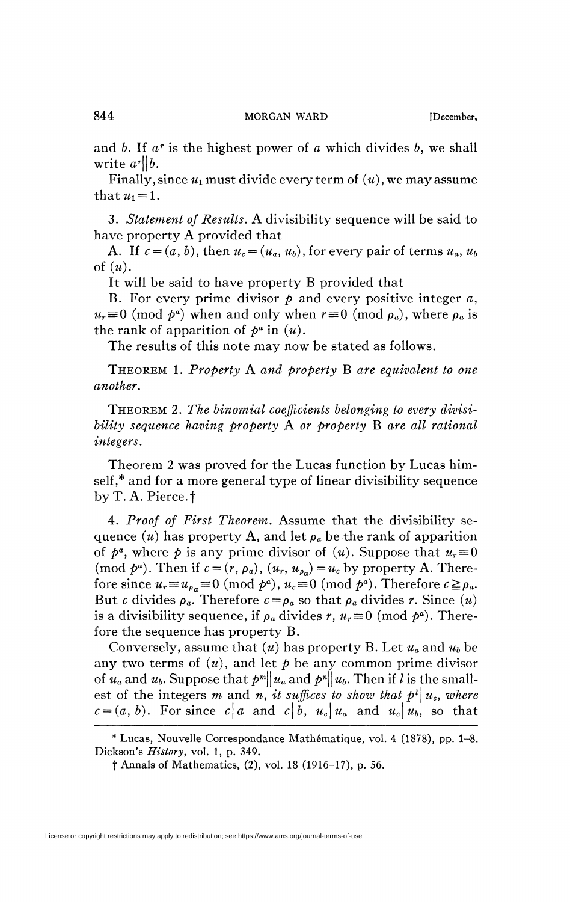and $b$. If $a^r$ is the highest power of $a$ which divides $b$, we shall write $a^r \| b$.

Finally, since $u_1$ must divide every term of $(u)$, we may assume that $u_1 = 1$.

3. *Statement of Results.* A divisibility sequence will be said to have property A provided that

A. If $c = (a, b)$, then $u_c = (u_a, u_b)$, for every pair of terms $u_a$, $u_b$ of $(u)$.

It will be said to have property B provided that

B. For every prime divisor $p$ and every positive integer $a$, $u_r \equiv 0 \pmod{p^a}$ when and only when $r \equiv 0 \pmod{\rho_a}$, where $\rho_a$ is the rank of apparition of $p^a$ in $(u)$.

The results of this note may now be stated as follows.

THEOREM 1. *Property* A *and property* B *are equivalent to one another.*

THEOREM 2. *The binomial coefficients belonging to every divisibility sequence having property* A *or property* B *are all rational integers.*

Theorem 2 was proved for the Lucas function by Lucas himself,* and for a more general type of linear divisibility sequence by T. A. Pierce.†

4. *Proof of First Theorem.* Assume that the divisibility sequence $(u)$ has property A, and let $\rho_a$ be the rank of apparition of $p^a$, where $p$ is any prime divisor of $(u)$. Suppose that $u_r \equiv 0 \pmod{p^a}$. Then if $c = (r, \rho_a)$, $(u_r, u_{\rho_a}) = u_c$ by property A. Therefore since $u_r \equiv u_{\rho_a} \equiv 0 \pmod{p^a}$, $u_c \equiv 0 \pmod{p^a}$. Therefore $c \geqq \rho_a$. But $c$ divides $\rho_a$. Therefore $c = \rho_a$ so that $\rho_a$ divides $r$. Since $(u)$ is a divisibility sequence, if $\rho_a$ divides $r$, $u_r \equiv 0 \pmod{p^a}$. Therefore the sequence has property B.

Conversely, assume that $(u)$ has property B. Let $u_a$ and $u_b$ be any two terms of $(u)$, and let $p$ be any common prime divisor of $u_a$ and $u_b$. Suppose that $p^m \| u_a$ and $p^n \| u_b$. Then if $l$ is the smallest of the integers $m$ and $n$, *it suffices to show that* $p^l | u_c$, *where* $c = (a, b)$. For since $c | a$ and $c | b$, $u_c | u_a$ and $u_c | u_b$, so that

---

\* Lucas, Nouvelle Correspondance Mathématique, vol. 4 (1878), pp. 1–8. Dickson's *History*, vol. 1, p. 349.

† Annals of Mathematics, (2), vol. 18 (1916–17), p. 56.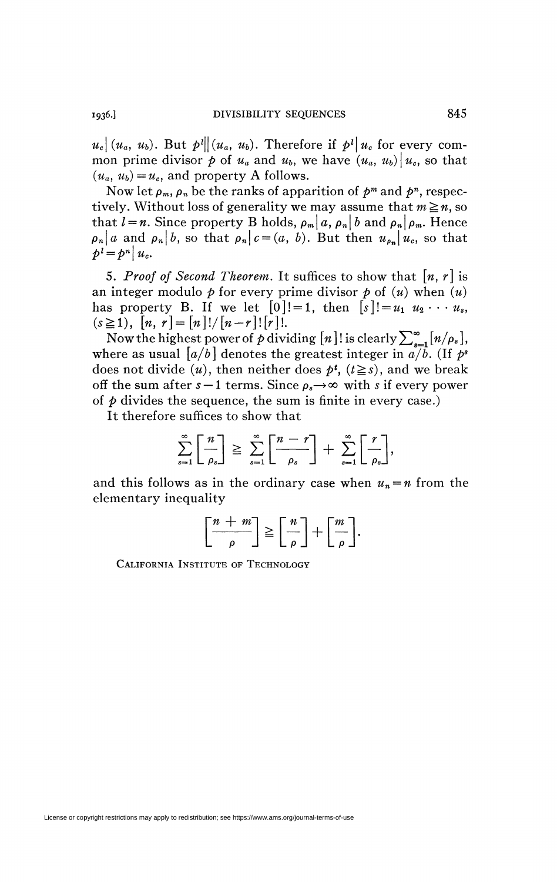$u_c | (u_a, u_b)$. But $p^l \| (u_a, u_b)$. Therefore if $p^l | u_c$ for every common prime divisor $p$ of $u_a$ and $u_b$, we have $(u_a, u_b) | u_c$, so that $(u_a, u_b) = u_c$, and property A follows.

Now let $\rho_m$, $\rho_n$ be the ranks of apparition of $p^m$ and $p^n$, respectively. Without loss of generality we may assume that $m \geqq n$, so that $l = n$. Since property B holds, $\rho_m | a$, $\rho_n | b$ and $\rho_n | \rho_m$. Hence $\rho_n | a$ and $\rho_n | b$, so that $\rho_n | c = (a, b)$. But then $u_{\rho_n} | u_c$, so that $p^l = p^n | u_c$.

5. *Proof of Second Theorem*. It suffices to show that $[n, r]$ is an integer modulo $p$ for every prime divisor $p$ of $(u)$ when $(u)$ has property B. If we let $[0]! = 1$, then $[s]! = u_1 u_2 \cdots u_s$, $(s \geqq 1)$, $[n, r] = [n]!/[n-r]![r]!$.

Now the highest power of $p$ dividing $[n]!$ is clearly $\sum_{s=1}^{\infty} [n/\rho_s]$, where as usual $[a/b]$ denotes the greatest integer in $a/b$. (If $p^s$ does not divide $(u)$, then neither does $p^t$, $(t \geqq s)$, and we break off the sum after $s-1$ terms. Since $\rho_s \to \infty$ with $s$ if every power of $p$ divides the sequence, the sum is finite in every case.)

It therefore suffices to show that

$$\sum_{s=1}^{\infty} \left[\frac{n}{\rho_s}\right] \geqq \sum_{s=1}^{\infty} \left[\frac{n-r}{\rho_s}\right] + \sum_{s=1}^{\infty} \left[\frac{r}{\rho_s}\right],$$

and this follows as in the ordinary case when $u_n = n$ from the elementary inequality

$$\left[\frac{n+m}{\rho}\right] \geqq \left[\frac{n}{\rho}\right] + \left[\frac{m}{\rho}\right].$$

California Institute of Technology